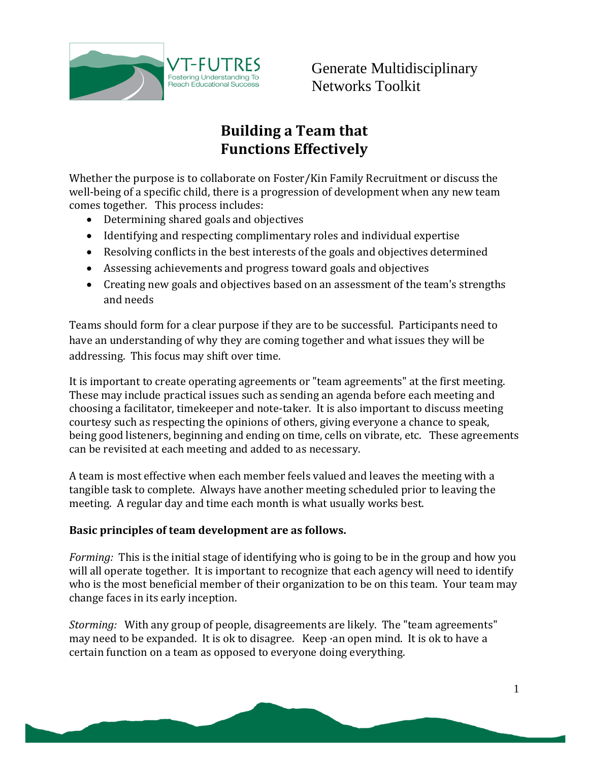VT-FUTRES
Fostering Understanding To Reach Educational Success

Generate Multidisciplinary Networks Toolkit

# Building a Team that Functions Effectively

Whether the purpose is to collaborate on Foster/Kin Family Recruitment or discuss the well-being of a specific child, there is a progression of development when any new team comes together. This process includes:

- Determining shared goals and objectives
- Identifying and respecting complimentary roles and individual expertise
- Resolving conflicts in the best interests of the goals and objectives determined
- Assessing achievements and progress toward goals and objectives
- Creating new goals and objectives based on an assessment of the team's strengths and needs

Teams should form for a clear purpose if they are to be successful. Participants need to have an understanding of why they are coming together and what issues they will be addressing. This focus may shift over time.

It is important to create operating agreements or "team agreements" at the first meeting. These may include practical issues such as sending an agenda before each meeting and choosing a facilitator, timekeeper and note-taker. It is also important to discuss meeting courtesy such as respecting the opinions of others, giving everyone a chance to speak, being good listeners, beginning and ending on time, cells on vibrate, etc. These agreements can be revisited at each meeting and added to as necessary.

A team is most effective when each member feels valued and leaves the meeting with a tangible task to complete. Always have another meeting scheduled prior to leaving the meeting. A regular day and time each month is what usually works best.

**Basic principles of team development are as follows.**

*Forming:* This is the initial stage of identifying who is going to be in the group and how you will all operate together. It is important to recognize that each agency will need to identify who is the most beneficial member of their organization to be on this team. Your team may change faces in its early inception.

*Storming:* With any group of people, disagreements are likely. The "team agreements" may need to be expanded. It is ok to disagree. Keep ·an open mind. It is ok to have a certain function on a team as opposed to everyone doing everything.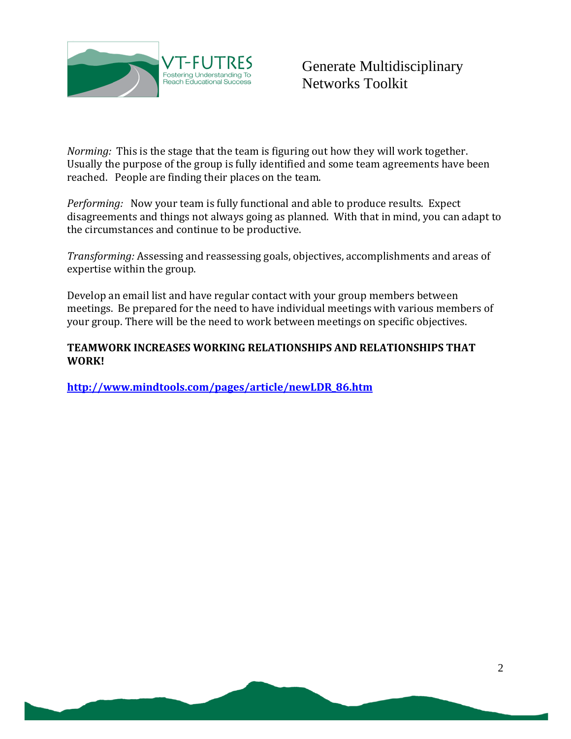*Norming:* This is the stage that the team is figuring out how they will work together. Usually the purpose of the group is fully identified and some team agreements have been reached. People are finding their places on the team.

*Performing:* Now your team is fully functional and able to produce results. Expect disagreements and things not always going as planned. With that in mind, you can adapt to the circumstances and continue to be productive.

*Transforming:* Assessing and reassessing goals, objectives, accomplishments and areas of expertise within the group.

Develop an email list and have regular contact with your group members between meetings. Be prepared for the need to have individual meetings with various members of your group. There will be the need to work between meetings on specific objectives.

**TEAMWORK INCREASES WORKING RELATIONSHIPS AND RELATIONSHIPS THAT WORK!**

**http://www.mindtools.com/pages/article/newLDR_86.htm**